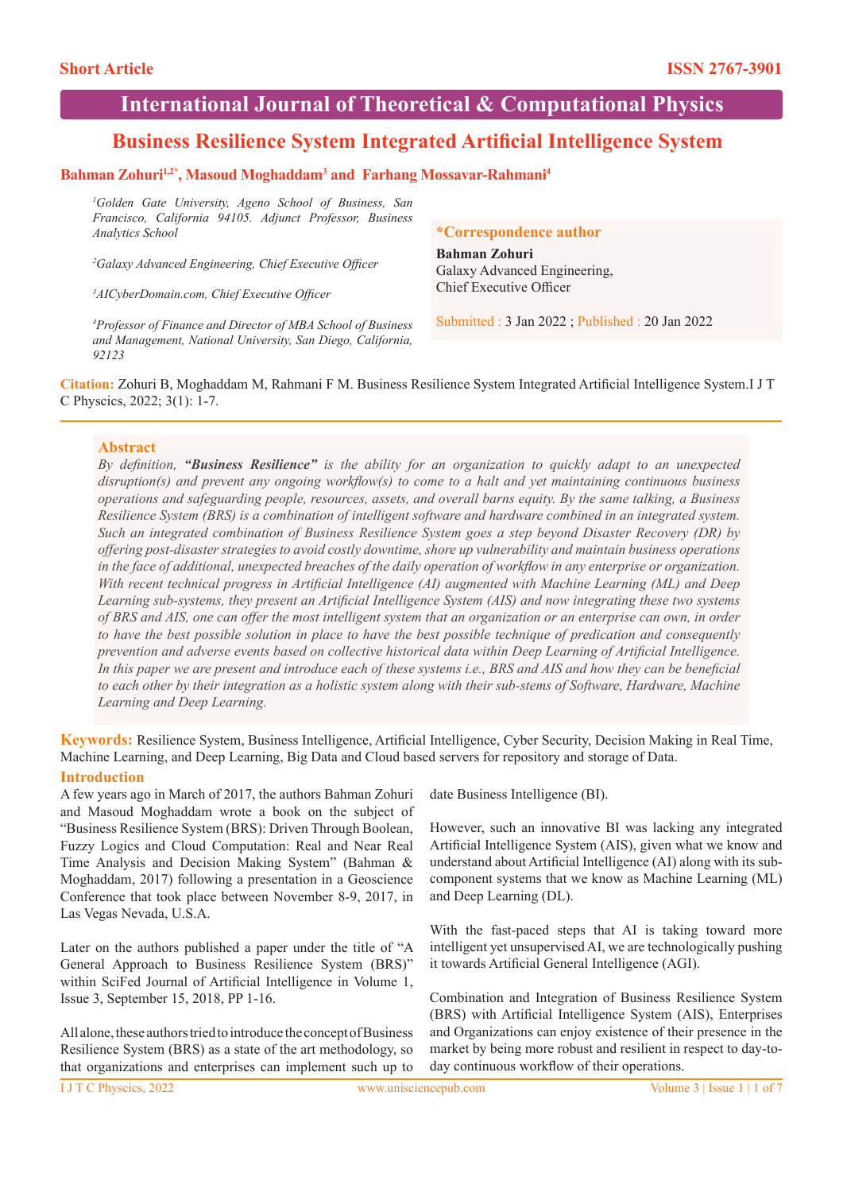Short Article

ISSN 2767-3901

International Journal of Theoretical & Computational Physics

# Business Resilience System Integrated Artificial Intelligence System

**Bahman Zohuri[1,2*], Masoud Moghaddam[3] and Farhang Mossavar-Rahmani[4]**

*[1]Golden Gate University, Ageno School of Business, San Francisco, California 94105. Adjunct Professor, Business Analytics School*

*[2]Galaxy Advanced Engineering, Chief Executive Officer*

*[3]AICyberDomain.com, Chief Executive Officer*

*[4]Professor of Finance and Director of MBA School of Business and Management, National University, San Diego, California, 92123*

**\*Correspondence author**

**Bahman Zohuri**
Galaxy Advanced Engineering,
Chief Executive Officer

Submitted : 3 Jan 2022 ; Published : 20 Jan 2022

**Citation:** Zohuri B, Moghaddam M, Rahmani F M. Business Resilience System Integrated Artificial Intelligence System.I J T C Physcics, 2022; 3(1): 1-7.

## Abstract

*By definition, **"Business Resilience"** is the ability for an organization to quickly adapt to an unexpected disruption(s) and prevent any ongoing workflow(s) to come to a halt and yet maintaining continuous business operations and safeguarding people, resources, assets, and overall barns equity. By the same talking, a Business Resilience System (BRS) is a combination of intelligent software and hardware combined in an integrated system. Such an integrated combination of Business Resilience System goes a step beyond Disaster Recovery (DR) by offering post-disaster strategies to avoid costly downtime, shore up vulnerability and maintain business operations in the face of additional, unexpected breaches of the daily operation of workflow in any enterprise or organization. With recent technical progress in Artificial Intelligence (AI) augmented with Machine Learning (ML) and Deep Learning sub-systems, they present an Artificial Intelligence System (AIS) and now integrating these two systems of BRS and AIS, one can offer the most intelligent system that an organization or an enterprise can own, in order to have the best possible solution in place to have the best possible technique of predication and consequently prevention and adverse events based on collective historical data within Deep Learning of Artificial Intelligence. In this paper we are present and introduce each of these systems i.e., BRS and AIS and how they can be beneficial to each other by their integration as a holistic system along with their sub-stems of Software, Hardware, Machine Learning and Deep Learning.*

**Keywords:** Resilience System, Business Intelligence, Artificial Intelligence, Cyber Security, Decision Making in Real Time, Machine Learning, and Deep Learning, Big Data and Cloud based servers for repository and storage of Data.

## Introduction

A few years ago in March of 2017, the authors Bahman Zohuri and Masoud Moghaddam wrote a book on the subject of "Business Resilience System (BRS): Driven Through Boolean, Fuzzy Logics and Cloud Computation: Real and Near Real Time Analysis and Decision Making System" (Bahman & Moghaddam, 2017) following a presentation in a Geoscience Conference that took place between November 8-9, 2017, in Las Vegas Nevada, U.S.A.

Later on the authors published a paper under the title of "A General Approach to Business Resilience System (BRS)" within SciFed Journal of Artificial Intelligence in Volume 1, Issue 3, September 15, 2018, PP 1-16.

All alone, these authors tried to introduce the concept of Business Resilience System (BRS) as a state of the art methodology, so that organizations and enterprises can implement such up to date Business Intelligence (BI).

However, such an innovative BI was lacking any integrated Artificial Intelligence System (AIS), given what we know and understand about Artificial Intelligence (AI) along with its sub-component systems that we know as Machine Learning (ML) and Deep Learning (DL).

With the fast-paced steps that AI is taking toward more intelligent yet unsupervised AI, we are technologically pushing it towards Artificial General Intelligence (AGI).

Combination and Integration of Business Resilience System (BRS) with Artificial Intelligence System (AIS), Enterprises and Organizations can enjoy existence of their presence in the market by being more robust and resilient in respect to day-to-day continuous workflow of their operations.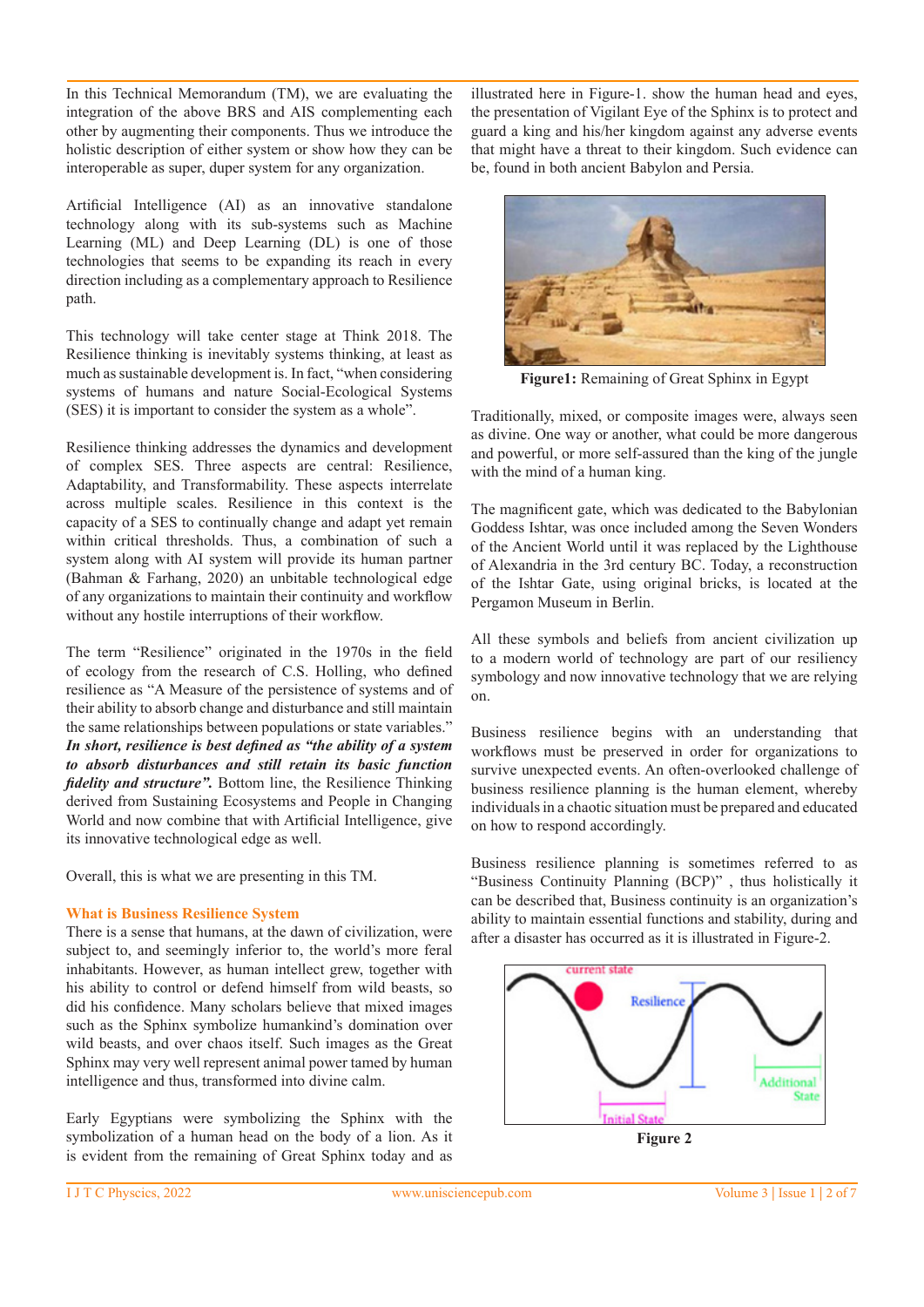In this Technical Memorandum (TM), we are evaluating the integration of the above BRS and AIS complementing each other by augmenting their components. Thus we introduce the holistic description of either system or show how they can be interoperable as super, duper system for any organization.

Artificial Intelligence (AI) as an innovative standalone technology along with its sub-systems such as Machine Learning (ML) and Deep Learning (DL) is one of those technologies that seems to be expanding its reach in every direction including as a complementary approach to Resilience path.

This technology will take center stage at Think 2018. The Resilience thinking is inevitably systems thinking, at least as much as sustainable development is. In fact, "when considering systems of humans and nature Social-Ecological Systems (SES) it is important to consider the system as a whole".

Resilience thinking addresses the dynamics and development of complex SES. Three aspects are central: Resilience, Adaptability, and Transformability. These aspects interrelate across multiple scales. Resilience in this context is the capacity of a SES to continually change and adapt yet remain within critical thresholds. Thus, a combination of such a system along with AI system will provide its human partner (Bahman & Farhang, 2020) an unbitable technological edge of any organizations to maintain their continuity and workflow without any hostile interruptions of their workflow.

The term "Resilience" originated in the 1970s in the field of ecology from the research of C.S. Holling, who defined resilience as "A Measure of the persistence of systems and of their ability to absorb change and disturbance and still maintain the same relationships between populations or state variables." ***In short, resilience is best defined as "the ability of a system to absorb disturbances and still retain its basic function fidelity and structure".*** Bottom line, the Resilience Thinking derived from Sustaining Ecosystems and People in Changing World and now combine that with Artificial Intelligence, give its innovative technological edge as well.

Overall, this is what we are presenting in this TM.

## What is Business Resilience System

There is a sense that humans, at the dawn of civilization, were subject to, and seemingly inferior to, the world's more feral inhabitants. However, as human intellect grew, together with his ability to control or defend himself from wild beasts, so did his confidence. Many scholars believe that mixed images such as the Sphinx symbolize humankind's domination over wild beasts, and over chaos itself. Such images as the Great Sphinx may very well represent animal power tamed by human intelligence and thus, transformed into divine calm.

Early Egyptians were symbolizing the Sphinx with the symbolization of a human head on the body of a lion. As it is evident from the remaining of Great Sphinx today and as illustrated here in Figure-1. show the human head and eyes, the presentation of Vigilant Eye of the Sphinx is to protect and guard a king and his/her kingdom against any adverse events that might have a threat to their kingdom. Such evidence can be, found in both ancient Babylon and Persia.

**Figure1:** Remaining of Great Sphinx in Egypt

Traditionally, mixed, or composite images were, always seen as divine. One way or another, what could be more dangerous and powerful, or more self-assured than the king of the jungle with the mind of a human king.

The magnificent gate, which was dedicated to the Babylonian Goddess Ishtar, was once included among the Seven Wonders of the Ancient World until it was replaced by the Lighthouse of Alexandria in the 3rd century BC. Today, a reconstruction of the Ishtar Gate, using original bricks, is located at the Pergamon Museum in Berlin.

All these symbols and beliefs from ancient civilization up to a modern world of technology are part of our resiliency symbology and now innovative technology that we are relying on.

Business resilience begins with an understanding that workflows must be preserved in order for organizations to survive unexpected events. An often-overlooked challenge of business resilience planning is the human element, whereby individuals in a chaotic situation must be prepared and educated on how to respond accordingly.

Business resilience planning is sometimes referred to as "Business Continuity Planning (BCP)" , thus holistically it can be described that, Business continuity is an organization's ability to maintain essential functions and stability, during and after a disaster has occurred as it is illustrated in Figure-2.

**Figure 2**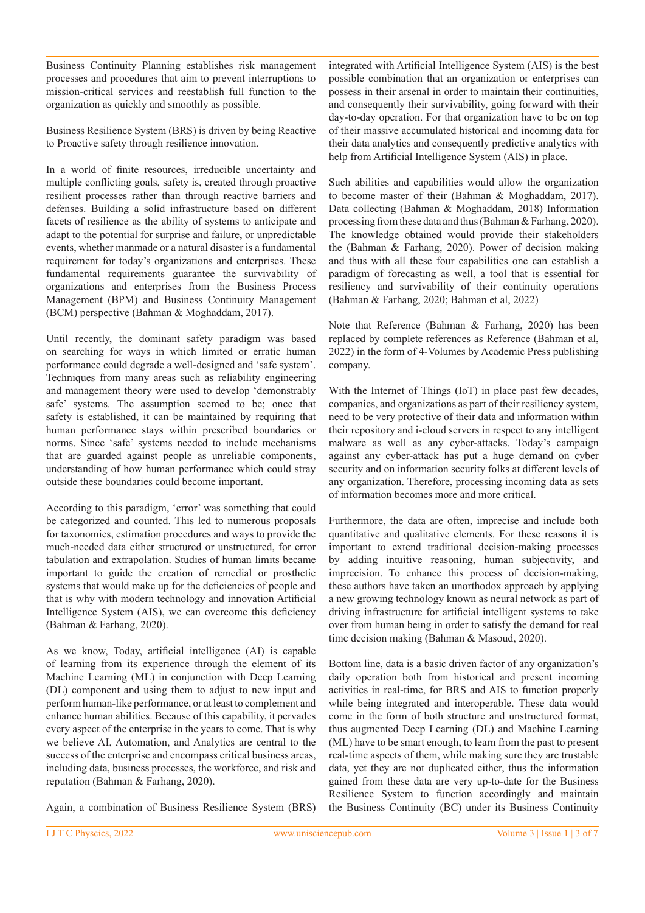Business Continuity Planning establishes risk management processes and procedures that aim to prevent interruptions to mission-critical services and reestablish full function to the organization as quickly and smoothly as possible.

Business Resilience System (BRS) is driven by being Reactive to Proactive safety through resilience innovation.

In a world of finite resources, irreducible uncertainty and multiple conflicting goals, safety is, created through proactive resilient processes rather than through reactive barriers and defenses. Building a solid infrastructure based on different facets of resilience as the ability of systems to anticipate and adapt to the potential for surprise and failure, or unpredictable events, whether manmade or a natural disaster is a fundamental requirement for today's organizations and enterprises. These fundamental requirements guarantee the survivability of organizations and enterprises from the Business Process Management (BPM) and Business Continuity Management (BCM) perspective (Bahman & Moghaddam, 2017).

Until recently, the dominant safety paradigm was based on searching for ways in which limited or erratic human performance could degrade a well-designed and 'safe system'. Techniques from many areas such as reliability engineering and management theory were used to develop 'demonstrably safe' systems. The assumption seemed to be; once that safety is established, it can be maintained by requiring that human performance stays within prescribed boundaries or norms. Since 'safe' systems needed to include mechanisms that are guarded against people as unreliable components, understanding of how human performance which could stray outside these boundaries could become important.

According to this paradigm, 'error' was something that could be categorized and counted. This led to numerous proposals for taxonomies, estimation procedures and ways to provide the much-needed data either structured or unstructured, for error tabulation and extrapolation. Studies of human limits became important to guide the creation of remedial or prosthetic systems that would make up for the deficiencies of people and that is why with modern technology and innovation Artificial Intelligence System (AIS), we can overcome this deficiency (Bahman & Farhang, 2020).

As we know, Today, artificial intelligence (AI) is capable of learning from its experience through the element of its Machine Learning (ML) in conjunction with Deep Learning (DL) component and using them to adjust to new input and perform human-like performance, or at least to complement and enhance human abilities. Because of this capability, it pervades every aspect of the enterprise in the years to come. That is why we believe AI, Automation, and Analytics are central to the success of the enterprise and encompass critical business areas, including data, business processes, the workforce, and risk and reputation (Bahman & Farhang, 2020).

Again, a combination of Business Resilience System (BRS) integrated with Artificial Intelligence System (AIS) is the best possible combination that an organization or enterprises can possess in their arsenal in order to maintain their continuities, and consequently their survivability, going forward with their day-to-day operation. For that organization have to be on top of their massive accumulated historical and incoming data for their data analytics and consequently predictive analytics with help from Artificial Intelligence System (AIS) in place.

Such abilities and capabilities would allow the organization to become master of their (Bahman & Moghaddam, 2017). Data collecting (Bahman & Moghaddam, 2018) Information processing from these data and thus (Bahman & Farhang, 2020). The knowledge obtained would provide their stakeholders the (Bahman & Farhang, 2020). Power of decision making and thus with all these four capabilities one can establish a paradigm of forecasting as well, a tool that is essential for resiliency and survivability of their continuity operations (Bahman & Farhang, 2020; Bahman et al, 2022)

Note that Reference (Bahman & Farhang, 2020) has been replaced by complete references as Reference (Bahman et al, 2022) in the form of 4-Volumes by Academic Press publishing company.

With the Internet of Things (IoT) in place past few decades, companies, and organizations as part of their resiliency system, need to be very protective of their data and information within their repository and i-cloud servers in respect to any intelligent malware as well as any cyber-attacks. Today's campaign against any cyber-attack has put a huge demand on cyber security and on information security folks at different levels of any organization. Therefore, processing incoming data as sets of information becomes more and more critical.

Furthermore, the data are often, imprecise and include both quantitative and qualitative elements. For these reasons it is important to extend traditional decision-making processes by adding intuitive reasoning, human subjectivity, and imprecision. To enhance this process of decision-making, these authors have taken an unorthodox approach by applying a new growing technology known as neural network as part of driving infrastructure for artificial intelligent systems to take over from human being in order to satisfy the demand for real time decision making (Bahman & Masoud, 2020).

Bottom line, data is a basic driven factor of any organization's daily operation both from historical and present incoming activities in real-time, for BRS and AIS to function properly while being integrated and interoperable. These data would come in the form of both structure and unstructured format, thus augmented Deep Learning (DL) and Machine Learning (ML) have to be smart enough, to learn from the past to present real-time aspects of them, while making sure they are trustable data, yet they are not duplicated either, thus the information gained from these data are very up-to-date for the Business Resilience System to function accordingly and maintain the Business Continuity (BC) under its Business Continuity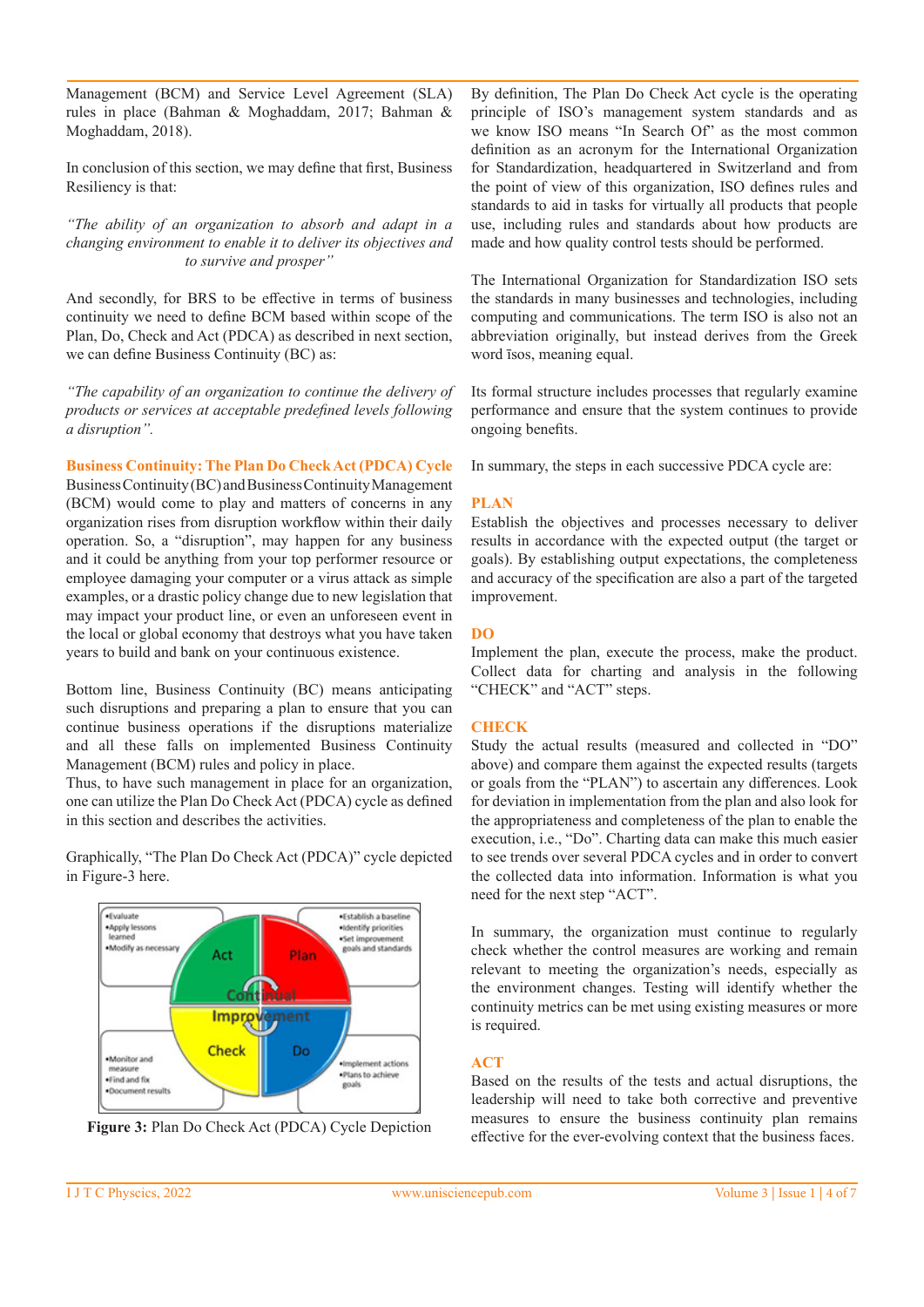Management (BCM) and Service Level Agreement (SLA) rules in place (Bahman & Moghaddam, 2017; Bahman & Moghaddam, 2018).

In conclusion of this section, we may define that first, Business Resiliency is that:

*"The ability of an organization to absorb and adapt in a changing environment to enable it to deliver its objectives and to survive and prosper"*

And secondly, for BRS to be effective in terms of business continuity we need to define BCM based within scope of the Plan, Do, Check and Act (PDCA) as described in next section, we can define Business Continuity (BC) as:

*"The capability of an organization to continue the delivery of products or services at acceptable predefined levels following a disruption".*

## Business Continuity: The Plan Do Check Act (PDCA) Cycle

Business Continuity (BC) and Business Continuity Management (BCM) would come to play and matters of concerns in any organization rises from disruption workflow within their daily operation. So, a "disruption", may happen for any business and it could be anything from your top performer resource or employee damaging your computer or a virus attack as simple examples, or a drastic policy change due to new legislation that may impact your product line, or even an unforeseen event in the local or global economy that destroys what you have taken years to build and bank on your continuous existence.

Bottom line, Business Continuity (BC) means anticipating such disruptions and preparing a plan to ensure that you can continue business operations if the disruptions materialize and all these falls on implemented Business Continuity Management (BCM) rules and policy in place.
Thus, to have such management in place for an organization, one can utilize the Plan Do Check Act (PDCA) cycle as defined in this section and describes the activities.

Graphically, "The Plan Do Check Act (PDCA)" cycle depicted in Figure-3 here.

**Figure 3:** Plan Do Check Act (PDCA) Cycle Depiction

By definition, The Plan Do Check Act cycle is the operating principle of ISO's management system standards and as we know ISO means "In Search Of" as the most common definition as an acronym for the International Organization for Standardization, headquartered in Switzerland and from the point of view of this organization, ISO defines rules and standards to aid in tasks for virtually all products that people use, including rules and standards about how products are made and how quality control tests should be performed.

The International Organization for Standardization ISO sets the standards in many businesses and technologies, including computing and communications. The term ISO is also not an abbreviation originally, but instead derives from the Greek word īsos, meaning equal.

Its formal structure includes processes that regularly examine performance and ensure that the system continues to provide ongoing benefits.

In summary, the steps in each successive PDCA cycle are:

### PLAN

Establish the objectives and processes necessary to deliver results in accordance with the expected output (the target or goals). By establishing output expectations, the completeness and accuracy of the specification are also a part of the targeted improvement.

### DO

Implement the plan, execute the process, make the product. Collect data for charting and analysis in the following "CHECK" and "ACT" steps.

### CHECK

Study the actual results (measured and collected in "DO" above) and compare them against the expected results (targets or goals from the "PLAN") to ascertain any differences. Look for deviation in implementation from the plan and also look for the appropriateness and completeness of the plan to enable the execution, i.e., "Do". Charting data can make this much easier to see trends over several PDCA cycles and in order to convert the collected data into information. Information is what you need for the next step "ACT".

In summary, the organization must continue to regularly check whether the control measures are working and remain relevant to meeting the organization's needs, especially as the environment changes. Testing will identify whether the continuity metrics can be met using existing measures or more is required.

### ACT

Based on the results of the tests and actual disruptions, the leadership will need to take both corrective and preventive measures to ensure the business continuity plan remains effective for the ever-evolving context that the business faces.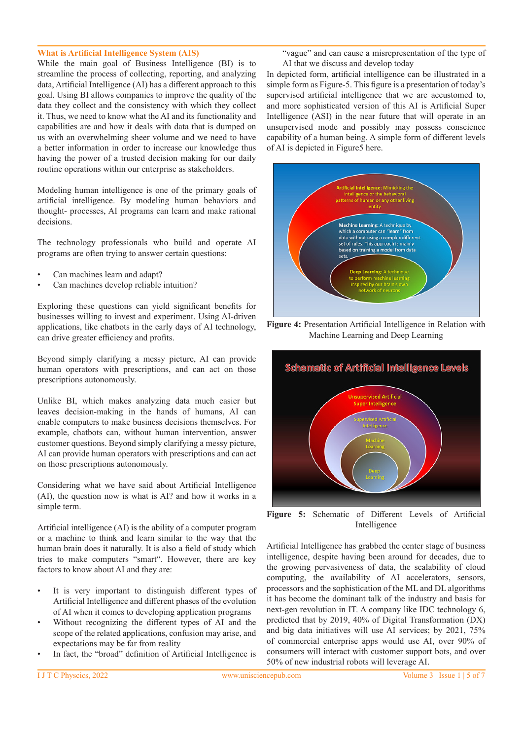## What is Artificial Intelligence System (AIS)

While the main goal of Business Intelligence (BI) is to streamline the process of collecting, reporting, and analyzing data, Artificial Intelligence (AI) has a different approach to this goal. Using BI allows companies to improve the quality of the data they collect and the consistency with which they collect it. Thus, we need to know what the AI and its functionality and capabilities are and how it deals with data that is dumped on us with an overwhelming sheer volume and we need to have a better information in order to increase our knowledge thus having the power of a trusted decision making for our daily routine operations within our enterprise as stakeholders.

Modeling human intelligence is one of the primary goals of artificial intelligence. By modeling human behaviors and thought- processes, AI programs can learn and make rational decisions.

The technology professionals who build and operate AI programs are often trying to answer certain questions:

- Can machines learn and adapt?
- Can machines develop reliable intuition?

Exploring these questions can yield significant benefits for businesses willing to invest and experiment. Using AI-driven applications, like chatbots in the early days of AI technology, can drive greater efficiency and profits.

Beyond simply clarifying a messy picture, AI can provide human operators with prescriptions, and can act on those prescriptions autonomously.

Unlike BI, which makes analyzing data much easier but leaves decision-making in the hands of humans, AI can enable computers to make business decisions themselves. For example, chatbots can, without human intervention, answer customer questions. Beyond simply clarifying a messy picture, AI can provide human operators with prescriptions and can act on those prescriptions autonomously.

Considering what we have said about Artificial Intelligence (AI), the question now is what is AI? and how it works in a simple term.

Artificial intelligence (AI) is the ability of a computer program or a machine to think and learn similar to the way that the human brain does it naturally. It is also a field of study which tries to make computers "smart". However, there are key factors to know about AI and they are:

- It is very important to distinguish different types of Artificial Intelligence and different phases of the evolution of AI when it comes to developing application programs
- Without recognizing the different types of AI and the scope of the related applications, confusion may arise, and expectations may be far from reality
- In fact, the "broad" definition of Artificial Intelligence is "vague" and can cause a misrepresentation of the type of AI that we discuss and develop today

In depicted form, artificial intelligence can be illustrated in a simple form as Figure-5. This figure is a presentation of today's supervised artificial intelligence that we are accustomed to, and more sophisticated version of this AI is Artificial Super Intelligence (ASI) in the near future that will operate in an unsupervised mode and possibly may possess conscience capability of a human being. A simple form of different levels of AI is depicted in Figure5 here.

**Figure 4:** Presentation Artificial Intelligence in Relation with Machine Learning and Deep Learning

**Figure 5:** Schematic of Different Levels of Artificial Intelligence

Artificial Intelligence has grabbed the center stage of business intelligence, despite having been around for decades, due to the growing pervasiveness of data, the scalability of cloud computing, the availability of AI accelerators, sensors, processors and the sophistication of the ML and DL algorithms it has become the dominant talk of the industry and basis for next-gen revolution in IT. A company like IDC technology 6, predicted that by 2019, 40% of Digital Transformation (DX) and big data initiatives will use AI services; by 2021, 75% of commercial enterprise apps would use AI, over 90% of consumers will interact with customer support bots, and over 50% of new industrial robots will leverage AI.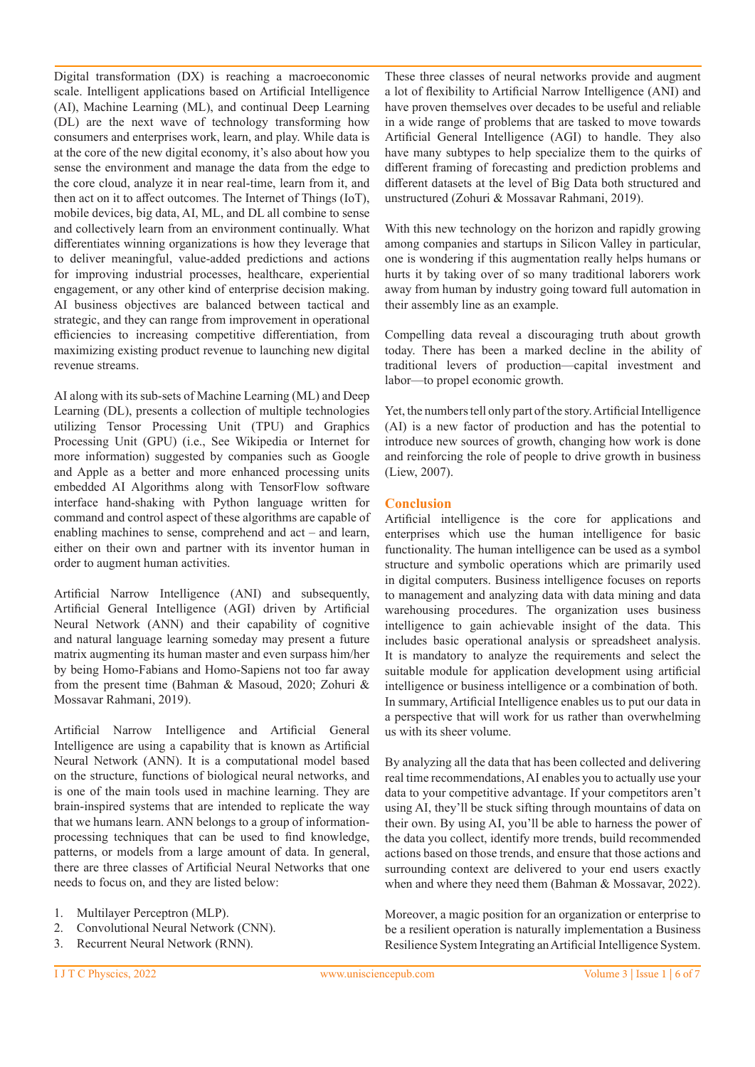Digital transformation (DX) is reaching a macroeconomic scale. Intelligent applications based on Artificial Intelligence (AI), Machine Learning (ML), and continual Deep Learning (DL) are the next wave of technology transforming how consumers and enterprises work, learn, and play. While data is at the core of the new digital economy, it's also about how you sense the environment and manage the data from the edge to the core cloud, analyze it in near real-time, learn from it, and then act on it to affect outcomes. The Internet of Things (IoT), mobile devices, big data, AI, ML, and DL all combine to sense and collectively learn from an environment continually. What differentiates winning organizations is how they leverage that to deliver meaningful, value-added predictions and actions for improving industrial processes, healthcare, experiential engagement, or any other kind of enterprise decision making. AI business objectives are balanced between tactical and strategic, and they can range from improvement in operational efficiencies to increasing competitive differentiation, from maximizing existing product revenue to launching new digital revenue streams.

AI along with its sub-sets of Machine Learning (ML) and Deep Learning (DL), presents a collection of multiple technologies utilizing Tensor Processing Unit (TPU) and Graphics Processing Unit (GPU) (i.e., See Wikipedia or Internet for more information) suggested by companies such as Google and Apple as a better and more enhanced processing units embedded AI Algorithms along with TensorFlow software interface hand-shaking with Python language written for command and control aspect of these algorithms are capable of enabling machines to sense, comprehend and act – and learn, either on their own and partner with its inventor human in order to augment human activities.

Artificial Narrow Intelligence (ANI) and subsequently, Artificial General Intelligence (AGI) driven by Artificial Neural Network (ANN) and their capability of cognitive and natural language learning someday may present a future matrix augmenting its human master and even surpass him/her by being Homo-Fabians and Homo-Sapiens not too far away from the present time (Bahman & Masoud, 2020; Zohuri & Mossavar Rahmani, 2019).

Artificial Narrow Intelligence and Artificial General Intelligence are using a capability that is known as Artificial Neural Network (ANN). It is a computational model based on the structure, functions of biological neural networks, and is one of the main tools used in machine learning. They are brain-inspired systems that are intended to replicate the way that we humans learn. ANN belongs to a group of information-processing techniques that can be used to find knowledge, patterns, or models from a large amount of data. In general, there are three classes of Artificial Neural Networks that one needs to focus on, and they are listed below:

1. Multilayer Perceptron (MLP).
2. Convolutional Neural Network (CNN).
3. Recurrent Neural Network (RNN).

These three classes of neural networks provide and augment a lot of flexibility to Artificial Narrow Intelligence (ANI) and have proven themselves over decades to be useful and reliable in a wide range of problems that are tasked to move towards Artificial General Intelligence (AGI) to handle. They also have many subtypes to help specialize them to the quirks of different framing of forecasting and prediction problems and different datasets at the level of Big Data both structured and unstructured (Zohuri & Mossavar Rahmani, 2019).

With this new technology on the horizon and rapidly growing among companies and startups in Silicon Valley in particular, one is wondering if this augmentation really helps humans or hurts it by taking over of so many traditional laborers work away from human by industry going toward full automation in their assembly line as an example.

Compelling data reveal a discouraging truth about growth today. There has been a marked decline in the ability of traditional levers of production—capital investment and labor—to propel economic growth.

Yet, the numbers tell only part of the story. Artificial Intelligence (AI) is a new factor of production and has the potential to introduce new sources of growth, changing how work is done and reinforcing the role of people to drive growth in business (Liew, 2007).

## Conclusion

Artificial intelligence is the core for applications and enterprises which use the human intelligence for basic functionality. The human intelligence can be used as a symbol structure and symbolic operations which are primarily used in digital computers. Business intelligence focuses on reports to management and analyzing data with data mining and data warehousing procedures. The organization uses business intelligence to gain achievable insight of the data. This includes basic operational analysis or spreadsheet analysis. It is mandatory to analyze the requirements and select the suitable module for application development using artificial intelligence or business intelligence or a combination of both. In summary, Artificial Intelligence enables us to put our data in a perspective that will work for us rather than overwhelming us with its sheer volume.

By analyzing all the data that has been collected and delivering real time recommendations, AI enables you to actually use your data to your competitive advantage. If your competitors aren't using AI, they'll be stuck sifting through mountains of data on their own. By using AI, you'll be able to harness the power of the data you collect, identify more trends, build recommended actions based on those trends, and ensure that those actions and surrounding context are delivered to your end users exactly when and where they need them (Bahman & Mossavar, 2022).

Moreover, a magic position for an organization or enterprise to be a resilient operation is naturally implementation a Business Resilience System Integrating an Artificial Intelligence System.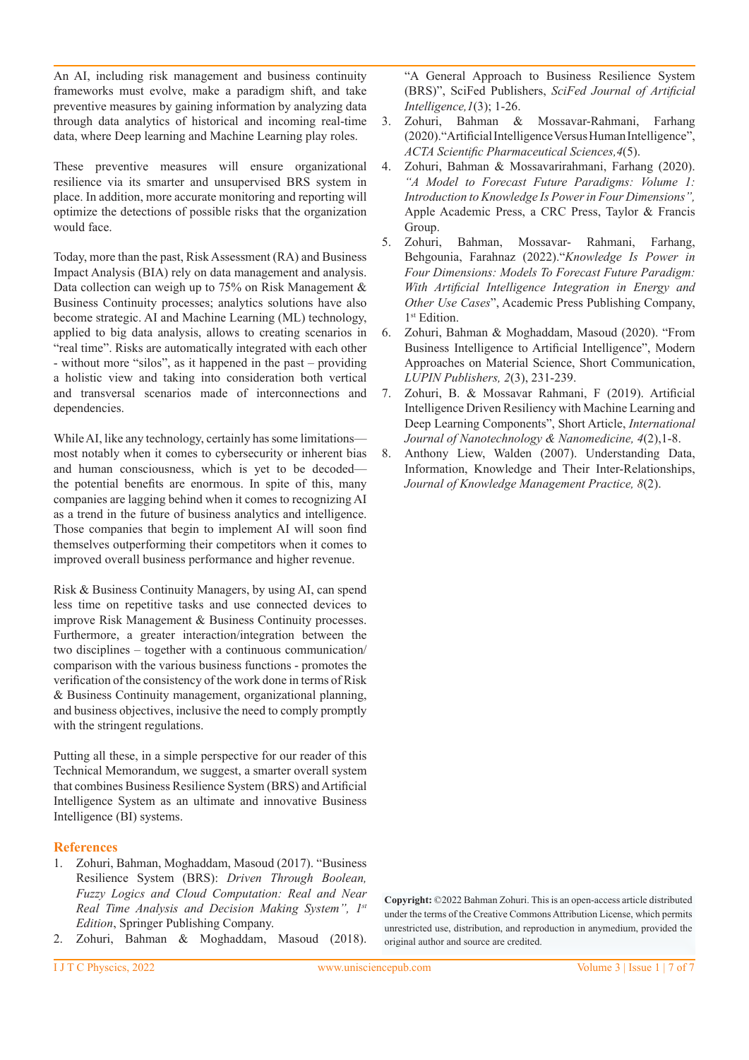An AI, including risk management and business continuity frameworks must evolve, make a paradigm shift, and take preventive measures by gaining information by analyzing data through data analytics of historical and incoming real-time data, where Deep learning and Machine Learning play roles.

These preventive measures will ensure organizational resilience via its smarter and unsupervised BRS system in place. In addition, more accurate monitoring and reporting will optimize the detections of possible risks that the organization would face.

Today, more than the past, Risk Assessment (RA) and Business Impact Analysis (BIA) rely on data management and analysis. Data collection can weigh up to 75% on Risk Management & Business Continuity processes; analytics solutions have also become strategic. AI and Machine Learning (ML) technology, applied to big data analysis, allows to creating scenarios in "real time". Risks are automatically integrated with each other - without more "silos", as it happened in the past – providing a holistic view and taking into consideration both vertical and transversal scenarios made of interconnections and dependencies.

While AI, like any technology, certainly has some limitations—most notably when it comes to cybersecurity or inherent bias and human consciousness, which is yet to be decoded—the potential benefits are enormous. In spite of this, many companies are lagging behind when it comes to recognizing AI as a trend in the future of business analytics and intelligence. Those companies that begin to implement AI will soon find themselves outperforming their competitors when it comes to improved overall business performance and higher revenue.

Risk & Business Continuity Managers, by using AI, can spend less time on repetitive tasks and use connected devices to improve Risk Management & Business Continuity processes. Furthermore, a greater interaction/integration between the two disciplines – together with a continuous communication/comparison with the various business functions - promotes the verification of the consistency of the work done in terms of Risk & Business Continuity management, organizational planning, and business objectives, inclusive the need to comply promptly with the stringent regulations.

Putting all these, in a simple perspective for our reader of this Technical Memorandum, we suggest, a smarter overall system that combines Business Resilience System (BRS) and Artificial Intelligence System as an ultimate and innovative Business Intelligence (BI) systems.

## References

1. Zohuri, Bahman, Moghaddam, Masoud (2017). "Business Resilience System (BRS): *Driven Through Boolean, Fuzzy Logics and Cloud Computation: Real and Near Real Time Analysis and Decision Making System", 1st Edition*, Springer Publishing Company.
2. Zohuri, Bahman & Moghaddam, Masoud (2018). "A General Approach to Business Resilience System (BRS)", SciFed Publishers, *SciFed Journal of Artificial Intelligence,1*(3); 1-26.
3. Zohuri, Bahman & Mossavar-Rahmani, Farhang (2020)."Artificial Intelligence Versus Human Intelligence", *ACTA Scientific Pharmaceutical Sciences,4*(5).
4. Zohuri, Bahman & Mossavarirahmani, Farhang (2020). *"A Model to Forecast Future Paradigms: Volume 1: Introduction to Knowledge Is Power in Four Dimensions",* Apple Academic Press, a CRC Press, Taylor & Francis Group.
5. Zohuri, Bahman, Mossavar- Rahmani, Farhang, Behgounia, Farahnaz (2022)."*Knowledge Is Power in Four Dimensions: Models To Forecast Future Paradigm: With Artificial Intelligence Integration in Energy and Other Use Cases*", Academic Press Publishing Company, 1st Edition.
6. Zohuri, Bahman & Moghaddam, Masoud (2020). "From Business Intelligence to Artificial Intelligence", Modern Approaches on Material Science, Short Communication, *LUPIN Publishers, 2*(3), 231-239.
7. Zohuri, B. & Mossavar Rahmani, F (2019). Artificial Intelligence Driven Resiliency with Machine Learning and Deep Learning Components", Short Article, *International Journal of Nanotechnology & Nanomedicine, 4*(2),1-8.
8. Anthony Liew, Walden (2007). Understanding Data, Information, Knowledge and Their Inter-Relationships, *Journal of Knowledge Management Practice, 8*(2).

**Copyright:** ©2022 Bahman Zohuri. This is an open-access article distributed under the terms of the Creative Commons Attribution License, which permits unrestricted use, distribution, and reproduction in anymedium, provided the original author and source are credited.